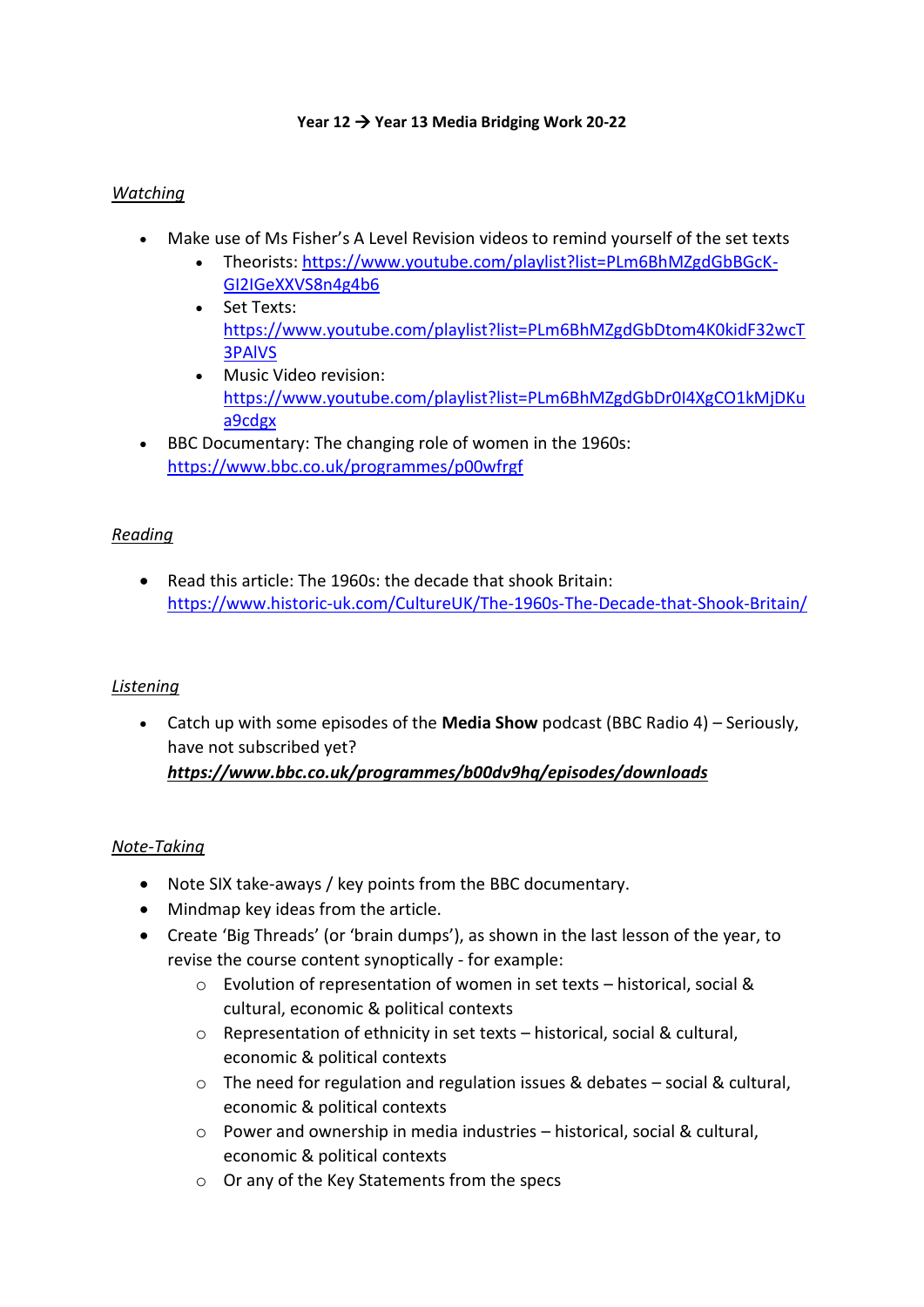**Year 12 → Year 13 Media Bridging Work 20-22**

*Watching*

- Make use of Ms Fisher's A Level Revision videos to remind yourself of the set texts
  - Theorists: https://www.youtube.com/playlist?list=PLm6BhMZgdGbBGcK-GI2IGeXXVS8n4g4b6
  - Set Texts: https://www.youtube.com/playlist?list=PLm6BhMZgdGbDtom4K0kidF32wcT3PAlVS
  - Music Video revision: https://www.youtube.com/playlist?list=PLm6BhMZgdGbDr0I4XgCO1kMjDKua9cdgx
- BBC Documentary: The changing role of women in the 1960s: https://www.bbc.co.uk/programmes/p00wfrgf

*Reading*

- Read this article: The 1960s: the decade that shook Britain: https://www.historic-uk.com/CultureUK/The-1960s-The-Decade-that-Shook-Britain/

*Listening*

- Catch up with some episodes of the **Media Show** podcast (BBC Radio 4) – Seriously, have not subscribed yet? ***https://www.bbc.co.uk/programmes/b00dv9hq/episodes/downloads***

*Note-Taking*

- Note SIX take-aways / key points from the BBC documentary.
- Mindmap key ideas from the article.
- Create 'Big Threads' (or 'brain dumps'), as shown in the last lesson of the year, to revise the course content synoptically - for example:
  - Evolution of representation of women in set texts – historical, social & cultural, economic & political contexts
  - Representation of ethnicity in set texts – historical, social & cultural, economic & political contexts
  - The need for regulation and regulation issues & debates – social & cultural, economic & political contexts
  - Power and ownership in media industries – historical, social & cultural, economic & political contexts
  - Or any of the Key Statements from the specs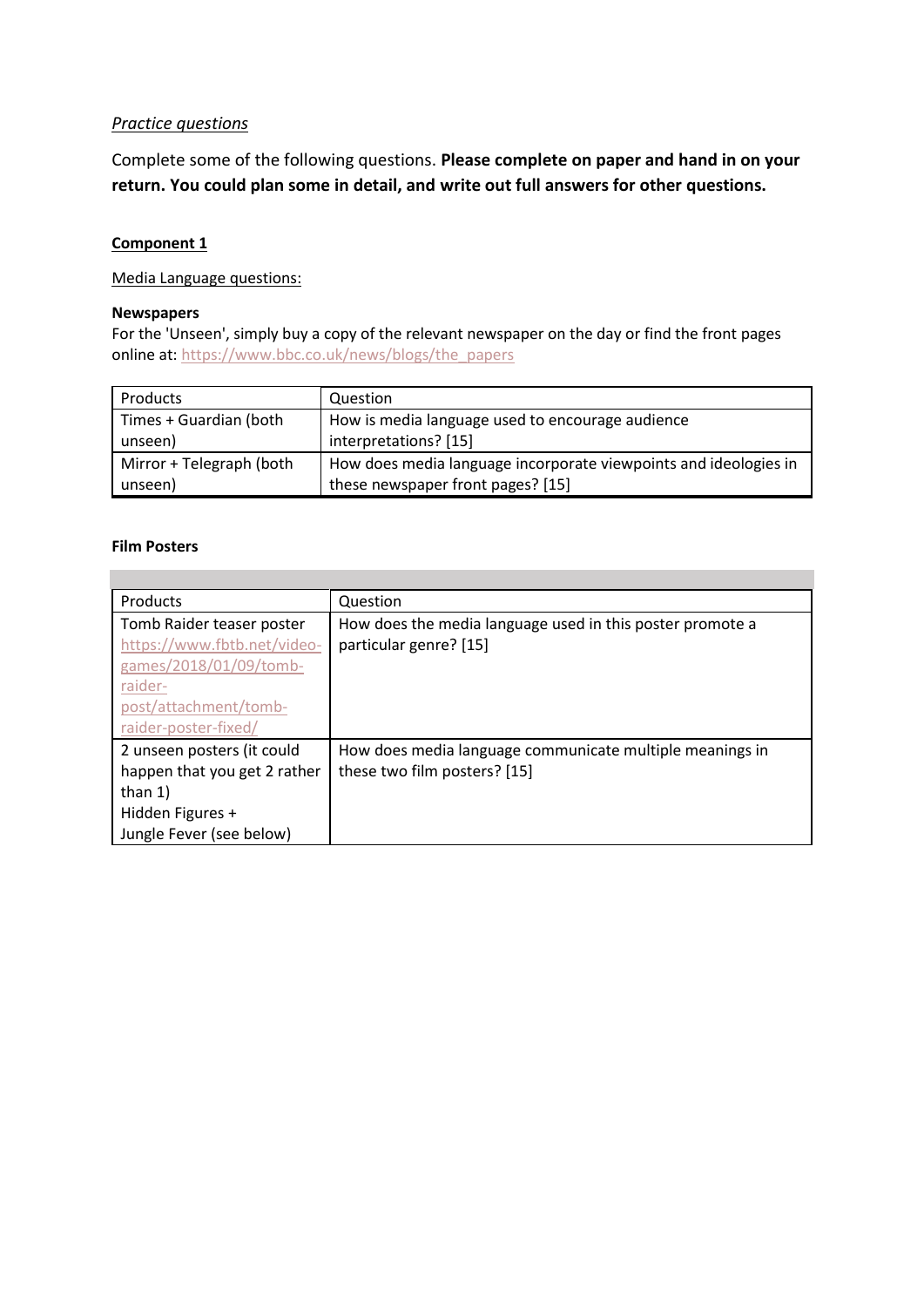*Practice questions*

Complete some of the following questions. **Please complete on paper and hand in on your return. You could plan some in detail, and write out full answers for other questions.**

**Component 1**

Media Language questions:

**Newspapers**

For the 'Unseen', simply buy a copy of the relevant newspaper on the day or find the front pages online at: https://www.bbc.co.uk/news/blogs/the_papers

| Products | Question |
|---|---|
| Times + Guardian (both unseen) | How is media language used to encourage audience interpretations? [15] |
| Mirror + Telegraph (both unseen) | How does media language incorporate viewpoints and ideologies in these newspaper front pages? [15] |

**Film Posters**

| Products | Question |
|---|---|
| Tomb Raider teaser poster https://www.fbtb.net/video-games/2018/01/09/tomb-raider-post/attachment/tomb-raider-poster-fixed/ | How does the media language used in this poster promote a particular genre? [15] |
| 2 unseen posters (it could happen that you get 2 rather than 1) Hidden Figures + Jungle Fever (see below) | How does media language communicate multiple meanings in these two film posters? [15] |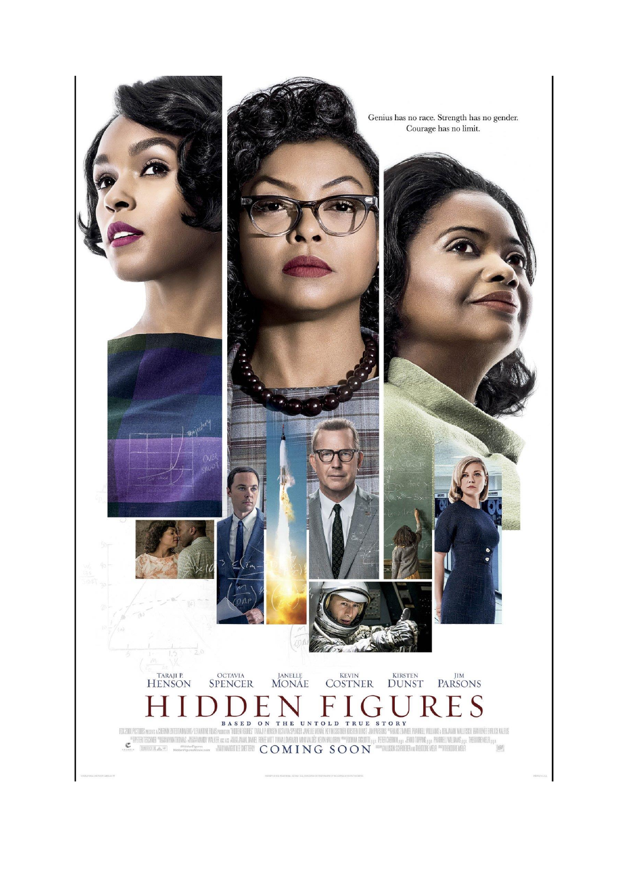Genius has no race. Strength has no gender.
Courage has no limit.

TARAJI P. HENSON OCTAVIA SPENCER JANELLE MONÁE KEVIN COSTNER KIRSTEN DUNST JIM PARSONS

# HIDDEN FIGURES

BASED ON THE UNTOLD TRUE STORY

COMING SOON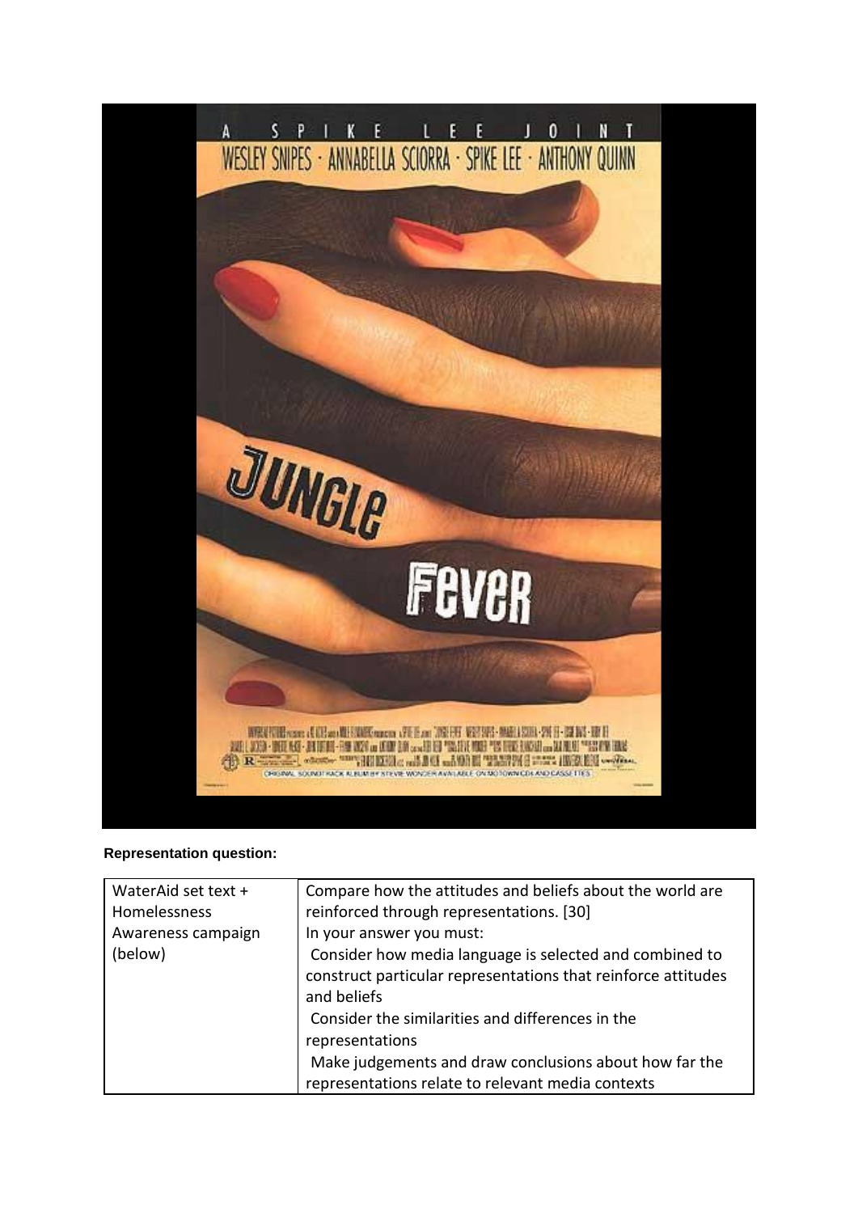A SPIKE LEE JOINT

WESLEY SNIPES · ANNABELLA SCIORRA · SPIKE LEE · ANTHONY QUINN

JUNGLE FEVER

ORIGINAL SOUNDTRACK ALBUM BY STEVIE WONDER AVAILABLE ON MOTOWN CDs AND CASSETTES

**Representation question:**

| | |
|---|---|
| WaterAid set text + Homelessness Awareness campaign (below) | Compare how the attitudes and beliefs about the world are reinforced through representations. [30]<br>In your answer you must:<br>Consider how media language is selected and combined to construct particular representations that reinforce attitudes and beliefs<br>Consider the similarities and differences in the representations<br>Make judgements and draw conclusions about how far the representations relate to relevant media contexts |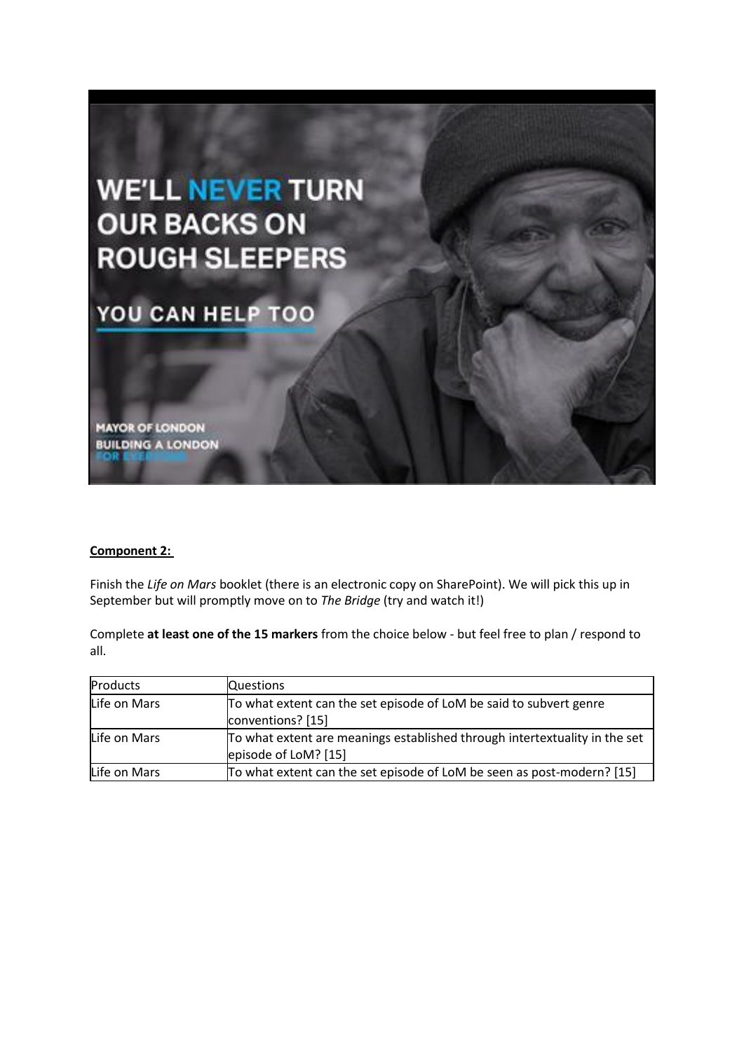**Component 2:**

Finish the *Life on Mars* booklet (there is an electronic copy on SharePoint). We will pick this up in September but will promptly move on to *The Bridge* (try and watch it!)

Complete **at least one of the 15 markers** from the choice below - but feel free to plan / respond to all.

| Products | Questions |
|---|---|
| Life on Mars | To what extent can the set episode of LoM be said to subvert genre conventions? [15] |
| Life on Mars | To what extent are meanings established through intertextuality in the set episode of LoM? [15] |
| Life on Mars | To what extent can the set episode of LoM be seen as post-modern? [15] |